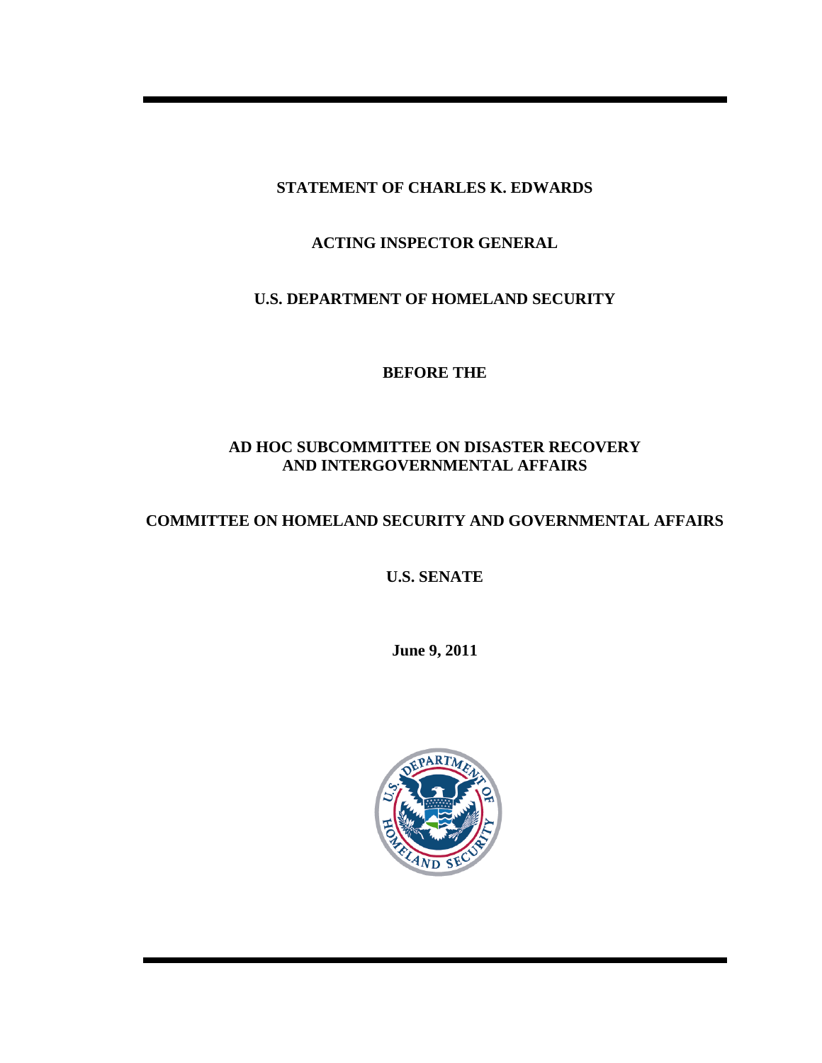**STATEMENT OF CHARLES K. EDWARDS**

**ACTING INSPECTOR GENERAL**

**U.S. DEPARTMENT OF HOMELAND SECURITY**

**BEFORE THE**

**AD HOC SUBCOMMITTEE ON DISASTER RECOVERY AND INTERGOVERNMENTAL AFFAIRS**

**COMMITTEE ON HOMELAND SECURITY AND GOVERNMENTAL AFFAIRS**

**U.S. SENATE**

**June 9, 2011**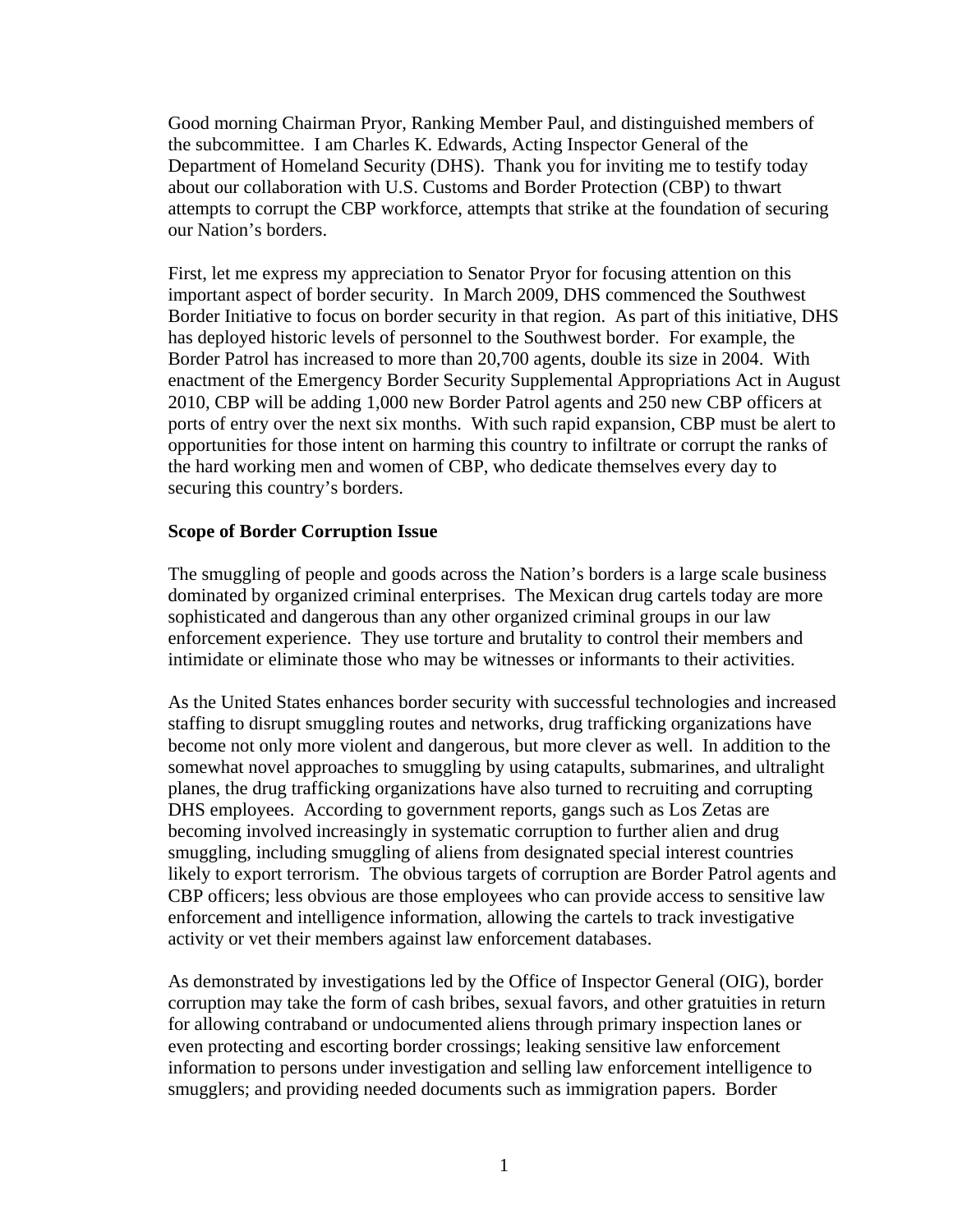Good morning Chairman Pryor, Ranking Member Paul, and distinguished members of the subcommittee. I am Charles K. Edwards, Acting Inspector General of the Department of Homeland Security (DHS). Thank you for inviting me to testify today about our collaboration with U.S. Customs and Border Protection (CBP) to thwart attempts to corrupt the CBP workforce, attempts that strike at the foundation of securing our Nation's borders.

First, let me express my appreciation to Senator Pryor for focusing attention on this important aspect of border security. In March 2009, DHS commenced the Southwest Border Initiative to focus on border security in that region. As part of this initiative, DHS has deployed historic levels of personnel to the Southwest border. For example, the Border Patrol has increased to more than 20,700 agents, double its size in 2004. With enactment of the Emergency Border Security Supplemental Appropriations Act in August 2010, CBP will be adding 1,000 new Border Patrol agents and 250 new CBP officers at ports of entry over the next six months. With such rapid expansion, CBP must be alert to opportunities for those intent on harming this country to infiltrate or corrupt the ranks of the hard working men and women of CBP, who dedicate themselves every day to securing this country's borders.

**Scope of Border Corruption Issue**

The smuggling of people and goods across the Nation's borders is a large scale business dominated by organized criminal enterprises. The Mexican drug cartels today are more sophisticated and dangerous than any other organized criminal groups in our law enforcement experience. They use torture and brutality to control their members and intimidate or eliminate those who may be witnesses or informants to their activities.

As the United States enhances border security with successful technologies and increased staffing to disrupt smuggling routes and networks, drug trafficking organizations have become not only more violent and dangerous, but more clever as well. In addition to the somewhat novel approaches to smuggling by using catapults, submarines, and ultralight planes, the drug trafficking organizations have also turned to recruiting and corrupting DHS employees. According to government reports, gangs such as Los Zetas are becoming involved increasingly in systematic corruption to further alien and drug smuggling, including smuggling of aliens from designated special interest countries likely to export terrorism. The obvious targets of corruption are Border Patrol agents and CBP officers; less obvious are those employees who can provide access to sensitive law enforcement and intelligence information, allowing the cartels to track investigative activity or vet their members against law enforcement databases.

As demonstrated by investigations led by the Office of Inspector General (OIG), border corruption may take the form of cash bribes, sexual favors, and other gratuities in return for allowing contraband or undocumented aliens through primary inspection lanes or even protecting and escorting border crossings; leaking sensitive law enforcement information to persons under investigation and selling law enforcement intelligence to smugglers; and providing needed documents such as immigration papers. Border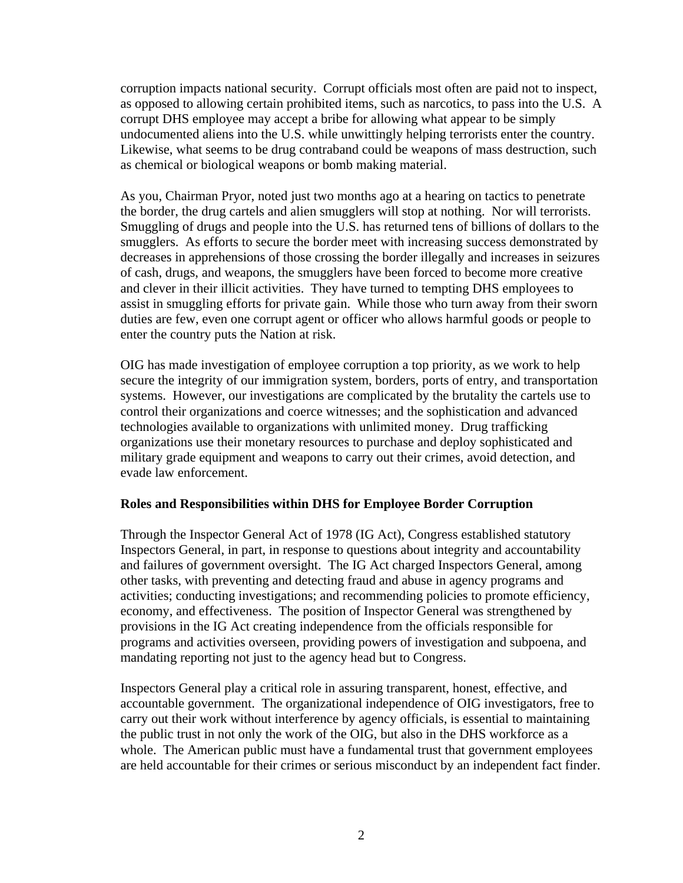corruption impacts national security. Corrupt officials most often are paid not to inspect, as opposed to allowing certain prohibited items, such as narcotics, to pass into the U.S. A corrupt DHS employee may accept a bribe for allowing what appear to be simply undocumented aliens into the U.S. while unwittingly helping terrorists enter the country. Likewise, what seems to be drug contraband could be weapons of mass destruction, such as chemical or biological weapons or bomb making material.

As you, Chairman Pryor, noted just two months ago at a hearing on tactics to penetrate the border, the drug cartels and alien smugglers will stop at nothing. Nor will terrorists. Smuggling of drugs and people into the U.S. has returned tens of billions of dollars to the smugglers. As efforts to secure the border meet with increasing success demonstrated by decreases in apprehensions of those crossing the border illegally and increases in seizures of cash, drugs, and weapons, the smugglers have been forced to become more creative and clever in their illicit activities. They have turned to tempting DHS employees to assist in smuggling efforts for private gain. While those who turn away from their sworn duties are few, even one corrupt agent or officer who allows harmful goods or people to enter the country puts the Nation at risk.

OIG has made investigation of employee corruption a top priority, as we work to help secure the integrity of our immigration system, borders, ports of entry, and transportation systems. However, our investigations are complicated by the brutality the cartels use to control their organizations and coerce witnesses; and the sophistication and advanced technologies available to organizations with unlimited money. Drug trafficking organizations use their monetary resources to purchase and deploy sophisticated and military grade equipment and weapons to carry out their crimes, avoid detection, and evade law enforcement.

**Roles and Responsibilities within DHS for Employee Border Corruption**

Through the Inspector General Act of 1978 (IG Act), Congress established statutory Inspectors General, in part, in response to questions about integrity and accountability and failures of government oversight. The IG Act charged Inspectors General, among other tasks, with preventing and detecting fraud and abuse in agency programs and activities; conducting investigations; and recommending policies to promote efficiency, economy, and effectiveness. The position of Inspector General was strengthened by provisions in the IG Act creating independence from the officials responsible for programs and activities overseen, providing powers of investigation and subpoena, and mandating reporting not just to the agency head but to Congress.

Inspectors General play a critical role in assuring transparent, honest, effective, and accountable government. The organizational independence of OIG investigators, free to carry out their work without interference by agency officials, is essential to maintaining the public trust in not only the work of the OIG, but also in the DHS workforce as a whole. The American public must have a fundamental trust that government employees are held accountable for their crimes or serious misconduct by an independent fact finder.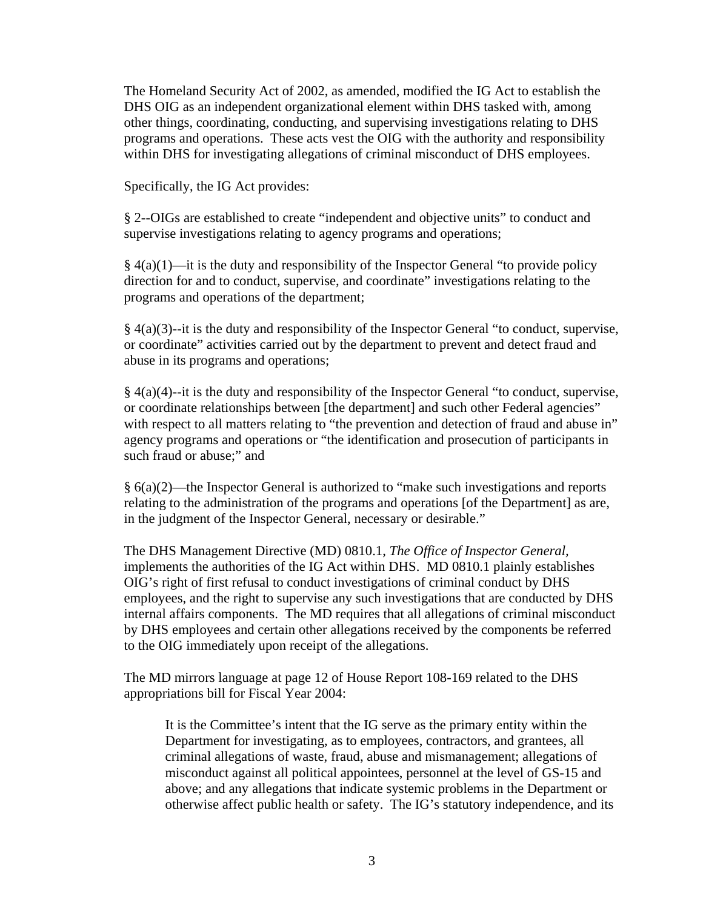The Homeland Security Act of 2002, as amended, modified the IG Act to establish the DHS OIG as an independent organizational element within DHS tasked with, among other things, coordinating, conducting, and supervising investigations relating to DHS programs and operations. These acts vest the OIG with the authority and responsibility within DHS for investigating allegations of criminal misconduct of DHS employees.

Specifically, the IG Act provides:

§ 2--OIGs are established to create "independent and objective units" to conduct and supervise investigations relating to agency programs and operations;

§ 4(a)(1)—it is the duty and responsibility of the Inspector General "to provide policy direction for and to conduct, supervise, and coordinate" investigations relating to the programs and operations of the department;

§ 4(a)(3)--it is the duty and responsibility of the Inspector General "to conduct, supervise, or coordinate" activities carried out by the department to prevent and detect fraud and abuse in its programs and operations;

§ 4(a)(4)--it is the duty and responsibility of the Inspector General "to conduct, supervise, or coordinate relationships between [the department] and such other Federal agencies" with respect to all matters relating to "the prevention and detection of fraud and abuse in" agency programs and operations or "the identification and prosecution of participants in such fraud or abuse;" and

§ 6(a)(2)—the Inspector General is authorized to "make such investigations and reports relating to the administration of the programs and operations [of the Department] as are, in the judgment of the Inspector General, necessary or desirable."

The DHS Management Directive (MD) 0810.1, *The Office of Inspector General*, implements the authorities of the IG Act within DHS. MD 0810.1 plainly establishes OIG's right of first refusal to conduct investigations of criminal conduct by DHS employees, and the right to supervise any such investigations that are conducted by DHS internal affairs components. The MD requires that all allegations of criminal misconduct by DHS employees and certain other allegations received by the components be referred to the OIG immediately upon receipt of the allegations.

The MD mirrors language at page 12 of House Report 108-169 related to the DHS appropriations bill for Fiscal Year 2004:

> It is the Committee's intent that the IG serve as the primary entity within the Department for investigating, as to employees, contractors, and grantees, all criminal allegations of waste, fraud, abuse and mismanagement; allegations of misconduct against all political appointees, personnel at the level of GS-15 and above; and any allegations that indicate systemic problems in the Department or otherwise affect public health or safety. The IG's statutory independence, and its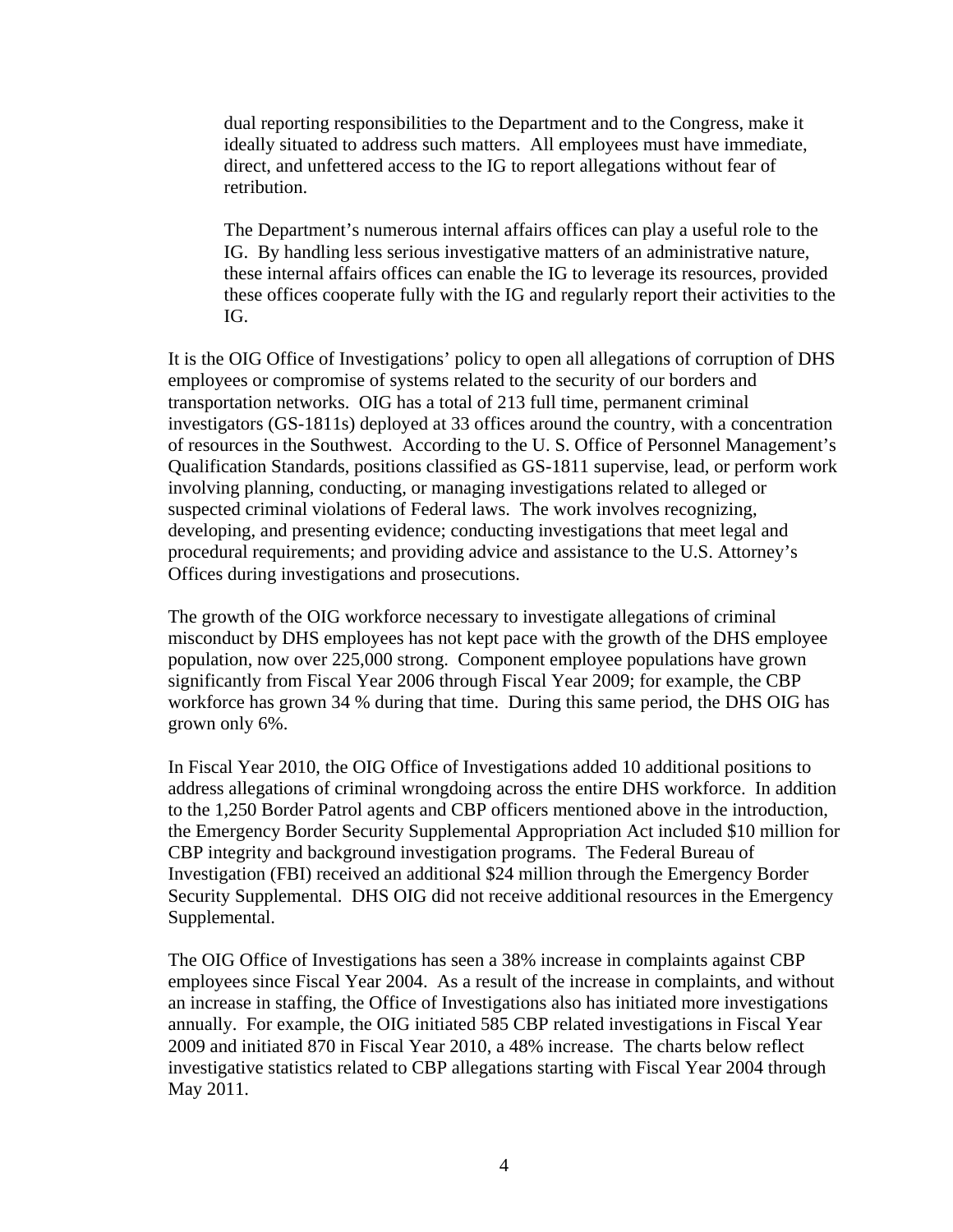> dual reporting responsibilities to the Department and to the Congress, make it ideally situated to address such matters. All employees must have immediate, direct, and unfettered access to the IG to report allegations without fear of retribution.
>
> The Department's numerous internal affairs offices can play a useful role to the IG. By handling less serious investigative matters of an administrative nature, these internal affairs offices can enable the IG to leverage its resources, provided these offices cooperate fully with the IG and regularly report their activities to the IG.

It is the OIG Office of Investigations' policy to open all allegations of corruption of DHS employees or compromise of systems related to the security of our borders and transportation networks. OIG has a total of 213 full time, permanent criminal investigators (GS-1811s) deployed at 33 offices around the country, with a concentration of resources in the Southwest. According to the U. S. Office of Personnel Management's Qualification Standards, positions classified as GS-1811 supervise, lead, or perform work involving planning, conducting, or managing investigations related to alleged or suspected criminal violations of Federal laws. The work involves recognizing, developing, and presenting evidence; conducting investigations that meet legal and procedural requirements; and providing advice and assistance to the U.S. Attorney's Offices during investigations and prosecutions.

The growth of the OIG workforce necessary to investigate allegations of criminal misconduct by DHS employees has not kept pace with the growth of the DHS employee population, now over 225,000 strong. Component employee populations have grown significantly from Fiscal Year 2006 through Fiscal Year 2009; for example, the CBP workforce has grown 34 % during that time. During this same period, the DHS OIG has grown only 6%.

In Fiscal Year 2010, the OIG Office of Investigations added 10 additional positions to address allegations of criminal wrongdoing across the entire DHS workforce. In addition to the 1,250 Border Patrol agents and CBP officers mentioned above in the introduction, the Emergency Border Security Supplemental Appropriation Act included $10 million for CBP integrity and background investigation programs. The Federal Bureau of Investigation (FBI) received an additional $24 million through the Emergency Border Security Supplemental. DHS OIG did not receive additional resources in the Emergency Supplemental.

The OIG Office of Investigations has seen a 38% increase in complaints against CBP employees since Fiscal Year 2004. As a result of the increase in complaints, and without an increase in staffing, the Office of Investigations also has initiated more investigations annually. For example, the OIG initiated 585 CBP related investigations in Fiscal Year 2009 and initiated 870 in Fiscal Year 2010, a 48% increase. The charts below reflect investigative statistics related to CBP allegations starting with Fiscal Year 2004 through May 2011.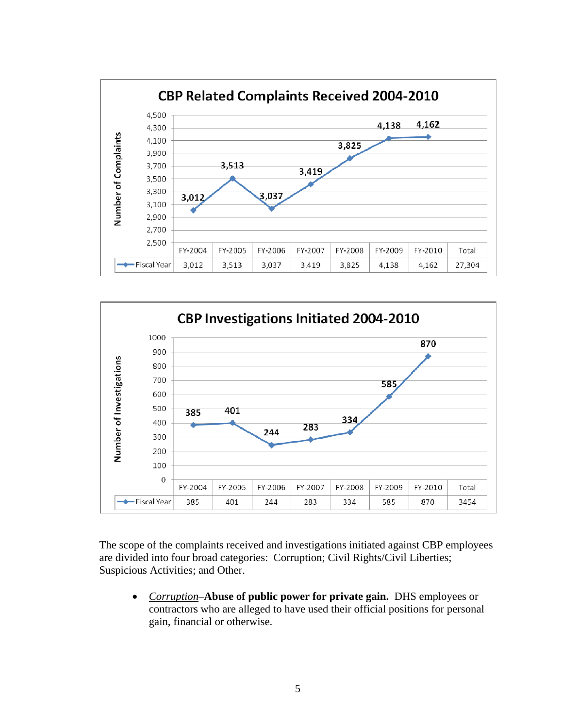**CBP Related Complaints Received 2004-2010**

| | FY-2004 | FY-2005 | FY-2006 | FY-2007 | FY-2008 | FY-2009 | FY-2010 | Total |
|---|---|---|---|---|---|---|---|---|
| Fiscal Year | 3,012 | 3,513 | 3,037 | 3,419 | 3,825 | 4,138 | 4,162 | 27,304 |

**CBP Investigations Initiated 2004-2010**

| | FY-2004 | FY-2005 | FY-2006 | FY-2007 | FY-2008 | FY-2009 | FY-2010 | Total |
|---|---|---|---|---|---|---|---|---|
| Fiscal Year | 385 | 401 | 244 | 283 | 334 | 585 | 870 | 3454 |

The scope of the complaints received and investigations initiated against CBP employees are divided into four broad categories: Corruption; Civil Rights/Civil Liberties; Suspicious Activities; and Other.

- *Corruption*–**Abuse of public power for private gain.** DHS employees or contractors who are alleged to have used their official positions for personal gain, financial or otherwise.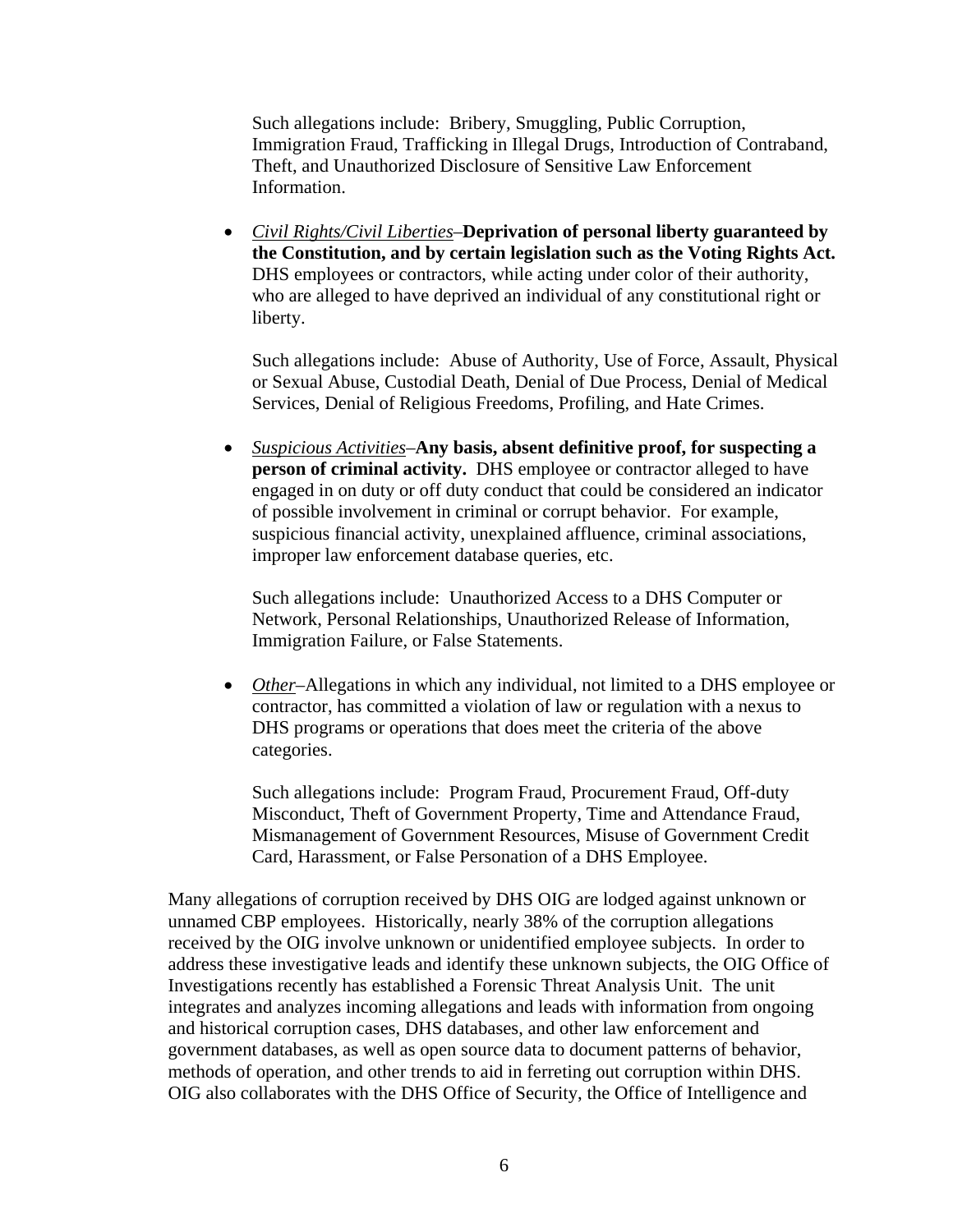Such allegations include: Bribery, Smuggling, Public Corruption, Immigration Fraud, Trafficking in Illegal Drugs, Introduction of Contraband, Theft, and Unauthorized Disclosure of Sensitive Law Enforcement Information.

- *Civil Rights/Civil Liberties*–**Deprivation of personal liberty guaranteed by the Constitution, and by certain legislation such as the Voting Rights Act.** DHS employees or contractors, while acting under color of their authority, who are alleged to have deprived an individual of any constitutional right or liberty.

  Such allegations include: Abuse of Authority, Use of Force, Assault, Physical or Sexual Abuse, Custodial Death, Denial of Due Process, Denial of Medical Services, Denial of Religious Freedoms, Profiling, and Hate Crimes.

- *Suspicious Activities*–**Any basis, absent definitive proof, for suspecting a person of criminal activity.** DHS employee or contractor alleged to have engaged in on duty or off duty conduct that could be considered an indicator of possible involvement in criminal or corrupt behavior. For example, suspicious financial activity, unexplained affluence, criminal associations, improper law enforcement database queries, etc.

  Such allegations include: Unauthorized Access to a DHS Computer or Network, Personal Relationships, Unauthorized Release of Information, Immigration Failure, or False Statements.

- *Other*–Allegations in which any individual, not limited to a DHS employee or contractor, has committed a violation of law or regulation with a nexus to DHS programs or operations that does meet the criteria of the above categories.

  Such allegations include: Program Fraud, Procurement Fraud, Off-duty Misconduct, Theft of Government Property, Time and Attendance Fraud, Mismanagement of Government Resources, Misuse of Government Credit Card, Harassment, or False Personation of a DHS Employee.

Many allegations of corruption received by DHS OIG are lodged against unknown or unnamed CBP employees. Historically, nearly 38% of the corruption allegations received by the OIG involve unknown or unidentified employee subjects. In order to address these investigative leads and identify these unknown subjects, the OIG Office of Investigations recently has established a Forensic Threat Analysis Unit. The unit integrates and analyzes incoming allegations and leads with information from ongoing and historical corruption cases, DHS databases, and other law enforcement and government databases, as well as open source data to document patterns of behavior, methods of operation, and other trends to aid in ferreting out corruption within DHS. OIG also collaborates with the DHS Office of Security, the Office of Intelligence and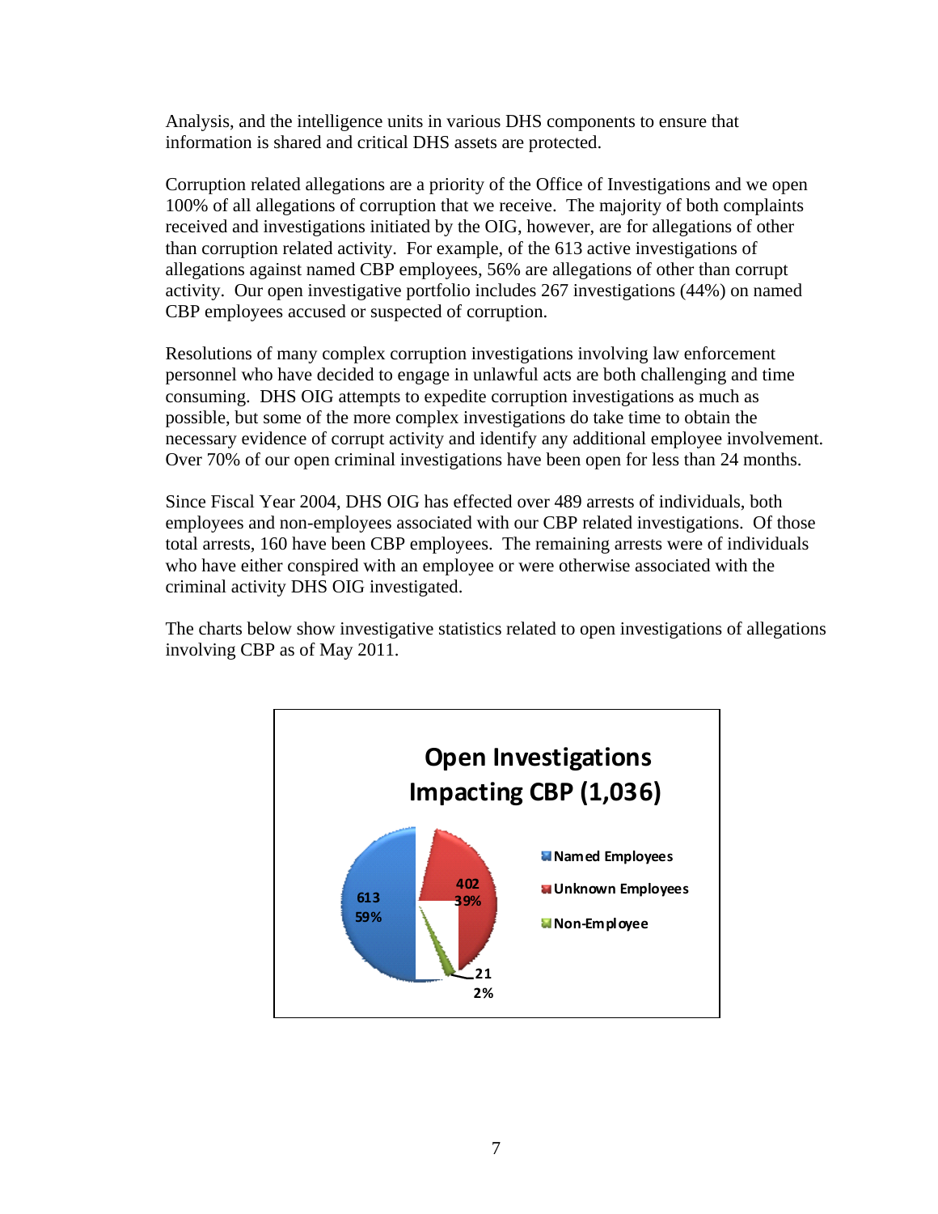Analysis, and the intelligence units in various DHS components to ensure that information is shared and critical DHS assets are protected.

Corruption related allegations are a priority of the Office of Investigations and we open 100% of all allegations of corruption that we receive. The majority of both complaints received and investigations initiated by the OIG, however, are for allegations of other than corruption related activity. For example, of the 613 active investigations of allegations against named CBP employees, 56% are allegations of other than corrupt activity. Our open investigative portfolio includes 267 investigations (44%) on named CBP employees accused or suspected of corruption.

Resolutions of many complex corruption investigations involving law enforcement personnel who have decided to engage in unlawful acts are both challenging and time consuming. DHS OIG attempts to expedite corruption investigations as much as possible, but some of the more complex investigations do take time to obtain the necessary evidence of corrupt activity and identify any additional employee involvement. Over 70% of our open criminal investigations have been open for less than 24 months.

Since Fiscal Year 2004, DHS OIG has effected over 489 arrests of individuals, both employees and non-employees associated with our CBP related investigations. Of those total arrests, 160 have been CBP employees. The remaining arrests were of individuals who have either conspired with an employee or were otherwise associated with the criminal activity DHS OIG investigated.

The charts below show investigative statistics related to open investigations of allegations involving CBP as of May 2011.

**Open Investigations Impacting CBP (1,036)**

| Category | Count | Percent |
|---|---|---|
| Named Employees | 613 | 59% |
| Unknown Employees | 402 | 39% |
| Non-Employee | 21 | 2% |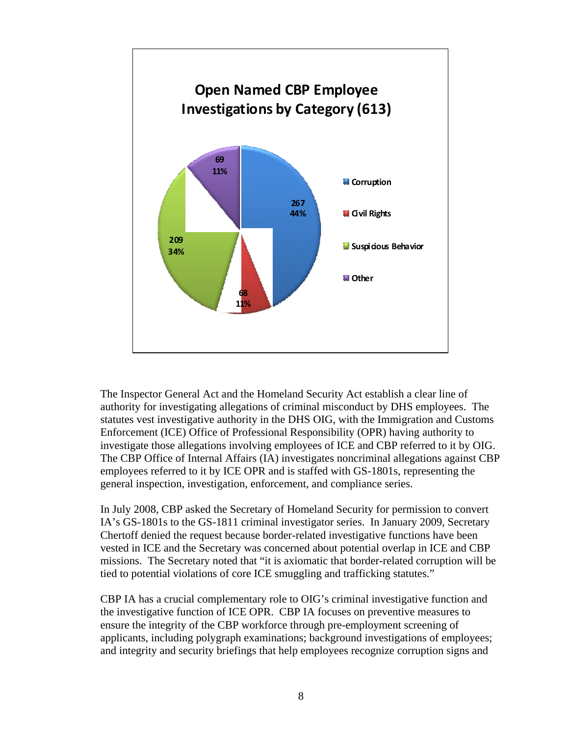**Open Named CBP Employee Investigations by Category (613)**

| Category | Number | Percent |
|---|---|---|
| Corruption | 267 | 44% |
| Civil Rights | 68 | 11% |
| Suspicious Behavior | 209 | 34% |
| Other | 69 | 11% |

The Inspector General Act and the Homeland Security Act establish a clear line of authority for investigating allegations of criminal misconduct by DHS employees. The statutes vest investigative authority in the DHS OIG, with the Immigration and Customs Enforcement (ICE) Office of Professional Responsibility (OPR) having authority to investigate those allegations involving employees of ICE and CBP referred to it by OIG. The CBP Office of Internal Affairs (IA) investigates noncriminal allegations against CBP employees referred to it by ICE OPR and is staffed with GS-1801s, representing the general inspection, investigation, enforcement, and compliance series.

In July 2008, CBP asked the Secretary of Homeland Security for permission to convert IA's GS-1801s to the GS-1811 criminal investigator series. In January 2009, Secretary Chertoff denied the request because border-related investigative functions have been vested in ICE and the Secretary was concerned about potential overlap in ICE and CBP missions. The Secretary noted that "it is axiomatic that border-related corruption will be tied to potential violations of core ICE smuggling and trafficking statutes."

CBP IA has a crucial complementary role to OIG's criminal investigative function and the investigative function of ICE OPR. CBP IA focuses on preventive measures to ensure the integrity of the CBP workforce through pre-employment screening of applicants, including polygraph examinations; background investigations of employees; and integrity and security briefings that help employees recognize corruption signs and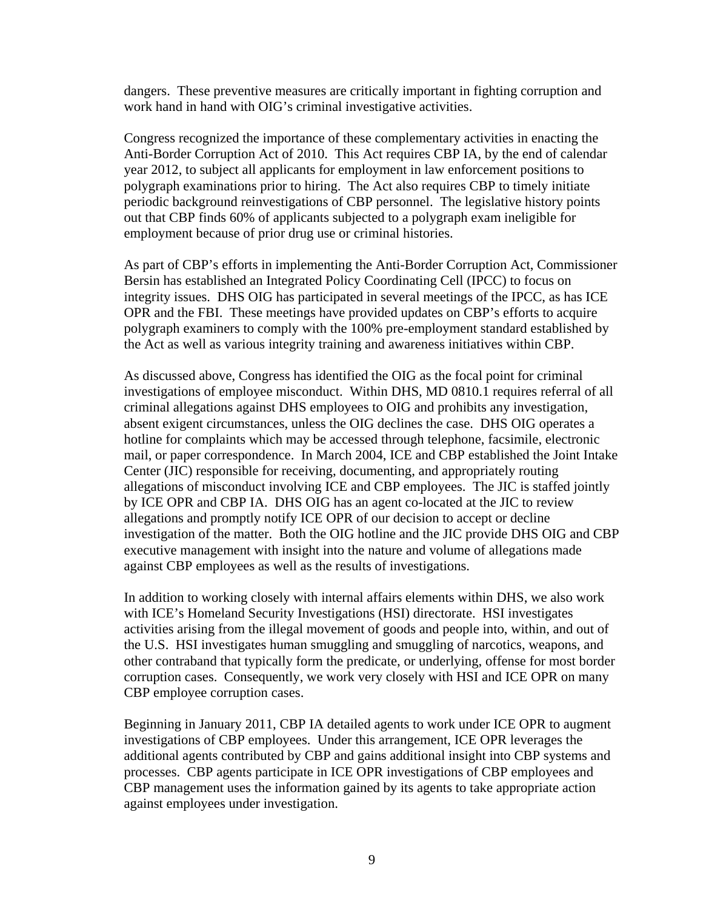dangers. These preventive measures are critically important in fighting corruption and work hand in hand with OIG's criminal investigative activities.

Congress recognized the importance of these complementary activities in enacting the Anti-Border Corruption Act of 2010. This Act requires CBP IA, by the end of calendar year 2012, to subject all applicants for employment in law enforcement positions to polygraph examinations prior to hiring. The Act also requires CBP to timely initiate periodic background reinvestigations of CBP personnel. The legislative history points out that CBP finds 60% of applicants subjected to a polygraph exam ineligible for employment because of prior drug use or criminal histories.

As part of CBP's efforts in implementing the Anti-Border Corruption Act, Commissioner Bersin has established an Integrated Policy Coordinating Cell (IPCC) to focus on integrity issues. DHS OIG has participated in several meetings of the IPCC, as has ICE OPR and the FBI. These meetings have provided updates on CBP's efforts to acquire polygraph examiners to comply with the 100% pre-employment standard established by the Act as well as various integrity training and awareness initiatives within CBP.

As discussed above, Congress has identified the OIG as the focal point for criminal investigations of employee misconduct. Within DHS, MD 0810.1 requires referral of all criminal allegations against DHS employees to OIG and prohibits any investigation, absent exigent circumstances, unless the OIG declines the case. DHS OIG operates a hotline for complaints which may be accessed through telephone, facsimile, electronic mail, or paper correspondence. In March 2004, ICE and CBP established the Joint Intake Center (JIC) responsible for receiving, documenting, and appropriately routing allegations of misconduct involving ICE and CBP employees. The JIC is staffed jointly by ICE OPR and CBP IA. DHS OIG has an agent co-located at the JIC to review allegations and promptly notify ICE OPR of our decision to accept or decline investigation of the matter. Both the OIG hotline and the JIC provide DHS OIG and CBP executive management with insight into the nature and volume of allegations made against CBP employees as well as the results of investigations.

In addition to working closely with internal affairs elements within DHS, we also work with ICE's Homeland Security Investigations (HSI) directorate. HSI investigates activities arising from the illegal movement of goods and people into, within, and out of the U.S. HSI investigates human smuggling and smuggling of narcotics, weapons, and other contraband that typically form the predicate, or underlying, offense for most border corruption cases. Consequently, we work very closely with HSI and ICE OPR on many CBP employee corruption cases.

Beginning in January 2011, CBP IA detailed agents to work under ICE OPR to augment investigations of CBP employees. Under this arrangement, ICE OPR leverages the additional agents contributed by CBP and gains additional insight into CBP systems and processes. CBP agents participate in ICE OPR investigations of CBP employees and CBP management uses the information gained by its agents to take appropriate action against employees under investigation.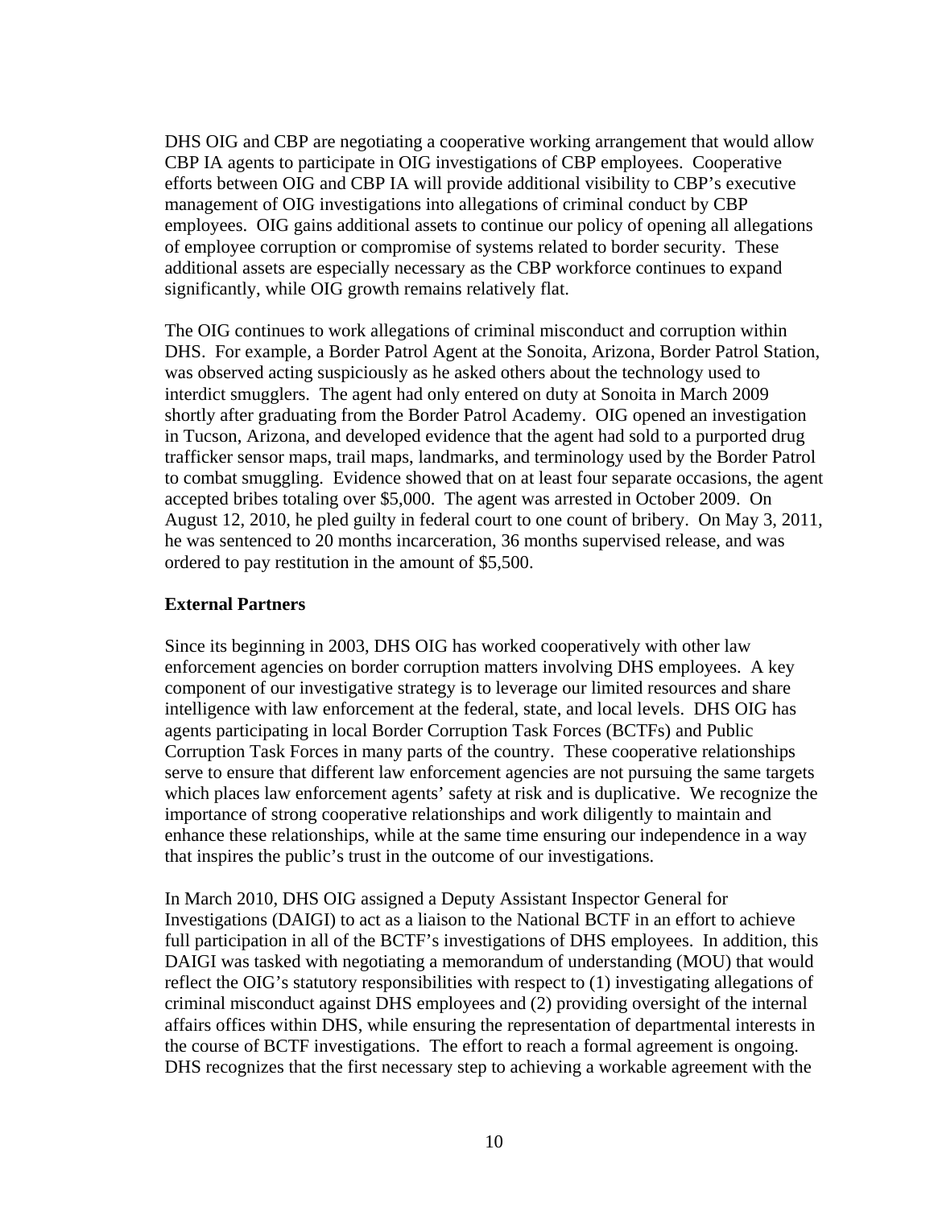DHS OIG and CBP are negotiating a cooperative working arrangement that would allow CBP IA agents to participate in OIG investigations of CBP employees. Cooperative efforts between OIG and CBP IA will provide additional visibility to CBP's executive management of OIG investigations into allegations of criminal conduct by CBP employees. OIG gains additional assets to continue our policy of opening all allegations of employee corruption or compromise of systems related to border security. These additional assets are especially necessary as the CBP workforce continues to expand significantly, while OIG growth remains relatively flat.

The OIG continues to work allegations of criminal misconduct and corruption within DHS. For example, a Border Patrol Agent at the Sonoita, Arizona, Border Patrol Station, was observed acting suspiciously as he asked others about the technology used to interdict smugglers. The agent had only entered on duty at Sonoita in March 2009 shortly after graduating from the Border Patrol Academy. OIG opened an investigation in Tucson, Arizona, and developed evidence that the agent had sold to a purported drug trafficker sensor maps, trail maps, landmarks, and terminology used by the Border Patrol to combat smuggling. Evidence showed that on at least four separate occasions, the agent accepted bribes totaling over $5,000. The agent was arrested in October 2009. On August 12, 2010, he pled guilty in federal court to one count of bribery. On May 3, 2011, he was sentenced to 20 months incarceration, 36 months supervised release, and was ordered to pay restitution in the amount of $5,500.

## External Partners

Since its beginning in 2003, DHS OIG has worked cooperatively with other law enforcement agencies on border corruption matters involving DHS employees. A key component of our investigative strategy is to leverage our limited resources and share intelligence with law enforcement at the federal, state, and local levels. DHS OIG has agents participating in local Border Corruption Task Forces (BCTFs) and Public Corruption Task Forces in many parts of the country. These cooperative relationships serve to ensure that different law enforcement agencies are not pursuing the same targets which places law enforcement agents' safety at risk and is duplicative. We recognize the importance of strong cooperative relationships and work diligently to maintain and enhance these relationships, while at the same time ensuring our independence in a way that inspires the public's trust in the outcome of our investigations.

In March 2010, DHS OIG assigned a Deputy Assistant Inspector General for Investigations (DAIGI) to act as a liaison to the National BCTF in an effort to achieve full participation in all of the BCTF's investigations of DHS employees. In addition, this DAIGI was tasked with negotiating a memorandum of understanding (MOU) that would reflect the OIG's statutory responsibilities with respect to (1) investigating allegations of criminal misconduct against DHS employees and (2) providing oversight of the internal affairs offices within DHS, while ensuring the representation of departmental interests in the course of BCTF investigations. The effort to reach a formal agreement is ongoing. DHS recognizes that the first necessary step to achieving a workable agreement with the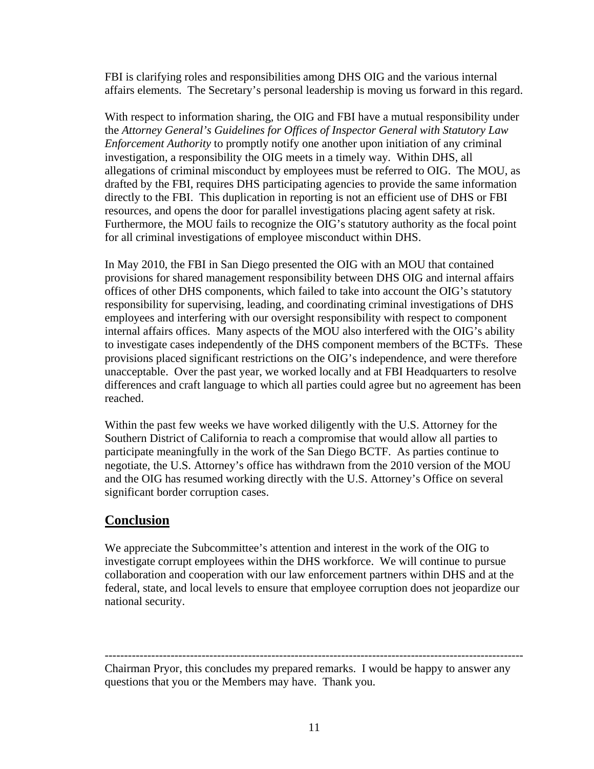FBI is clarifying roles and responsibilities among DHS OIG and the various internal affairs elements. The Secretary's personal leadership is moving us forward in this regard.

With respect to information sharing, the OIG and FBI have a mutual responsibility under the *Attorney General's Guidelines for Offices of Inspector General with Statutory Law Enforcement Authority* to promptly notify one another upon initiation of any criminal investigation, a responsibility the OIG meets in a timely way. Within DHS, all allegations of criminal misconduct by employees must be referred to OIG. The MOU, as drafted by the FBI, requires DHS participating agencies to provide the same information directly to the FBI. This duplication in reporting is not an efficient use of DHS or FBI resources, and opens the door for parallel investigations placing agent safety at risk. Furthermore, the MOU fails to recognize the OIG's statutory authority as the focal point for all criminal investigations of employee misconduct within DHS.

In May 2010, the FBI in San Diego presented the OIG with an MOU that contained provisions for shared management responsibility between DHS OIG and internal affairs offices of other DHS components, which failed to take into account the OIG's statutory responsibility for supervising, leading, and coordinating criminal investigations of DHS employees and interfering with our oversight responsibility with respect to component internal affairs offices. Many aspects of the MOU also interfered with the OIG's ability to investigate cases independently of the DHS component members of the BCTFs. These provisions placed significant restrictions on the OIG's independence, and were therefore unacceptable. Over the past year, we worked locally and at FBI Headquarters to resolve differences and craft language to which all parties could agree but no agreement has been reached.

Within the past few weeks we have worked diligently with the U.S. Attorney for the Southern District of California to reach a compromise that would allow all parties to participate meaningfully in the work of the San Diego BCTF. As parties continue to negotiate, the U.S. Attorney's office has withdrawn from the 2010 version of the MOU and the OIG has resumed working directly with the U.S. Attorney's Office on several significant border corruption cases.

## Conclusion

We appreciate the Subcommittee's attention and interest in the work of the OIG to investigate corrupt employees within the DHS workforce. We will continue to pursue collaboration and cooperation with our law enforcement partners within DHS and at the federal, state, and local levels to ensure that employee corruption does not jeopardize our national security.

---

Chairman Pryor, this concludes my prepared remarks. I would be happy to answer any questions that you or the Members may have. Thank you.